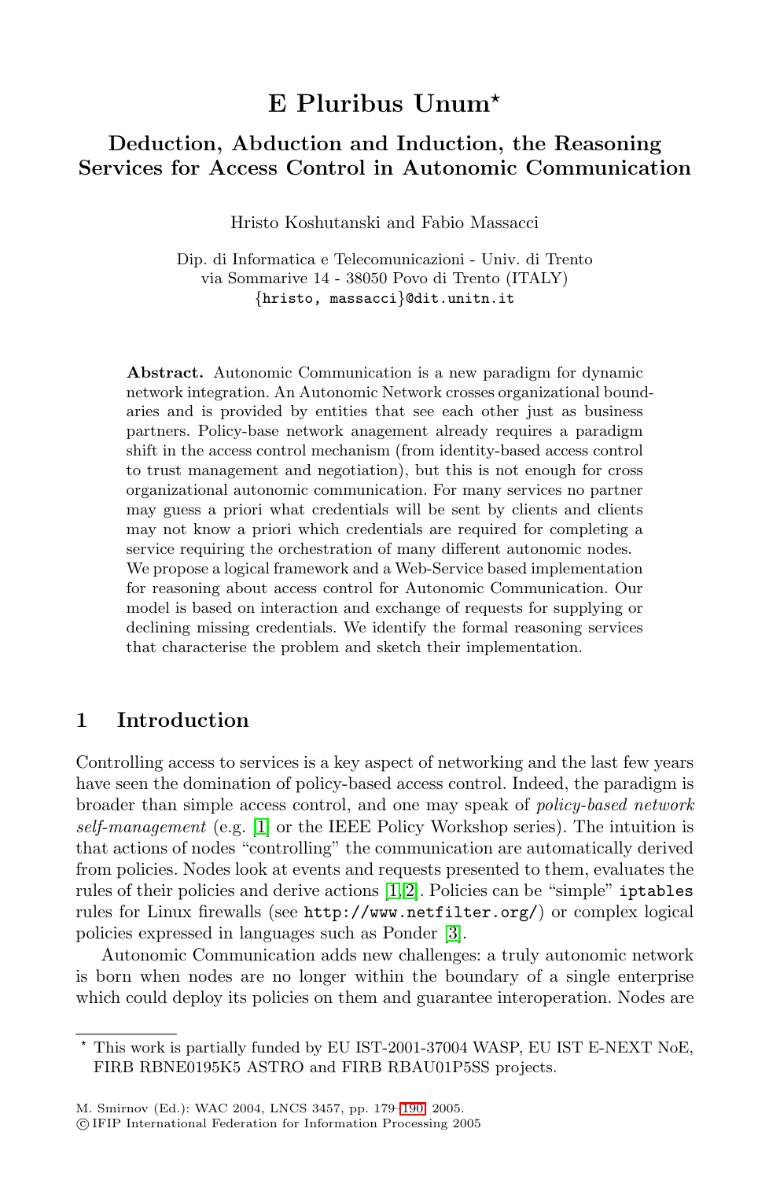# E Pluribus Unum*

## Deduction, Abduction and Induction, the Reasoning Services for Access Control in Autonomic Communication

Hristo Koshutanski and Fabio Massacci

Dip. di Informatica e Telecomunicazioni - Univ. di Trento
via Sommarive 14 - 38050 Povo di Trento (ITALY)
{hristo, massacci}@dit.unitn.it

**Abstract.** Autonomic Communication is a new paradigm for dynamic network integration. An Autonomic Network crosses organizational boundaries and is provided by entities that see each other just as business partners. Policy-base network anagement already requires a paradigm shift in the access control mechanism (from identity-based access control to trust management and negotiation), but this is not enough for cross organizational autonomic communication. For many services no partner may guess a priori what credentials will be sent by clients and clients may not know a priori which credentials are required for completing a service requiring the orchestration of many different autonomic nodes. We propose a logical framework and a Web-Service based implementation for reasoning about access control for Autonomic Communication. Our model is based on interaction and exchange of requests for supplying or declining missing credentials. We identify the formal reasoning services that characterise the problem and sketch their implementation.

## 1 Introduction

Controlling access to services is a key aspect of networking and the last few years have seen the domination of policy-based access control. Indeed, the paradigm is broader than simple access control, and one may speak of *policy-based network self-management* (e.g. [1] or the IEEE Policy Workshop series). The intuition is that actions of nodes "controlling" the communication are automatically derived from policies. Nodes look at events and requests presented to them, evaluates the rules of their policies and derive actions [1,2]. Policies can be "simple" `iptables` rules for Linux firewalls (see `http://www.netfilter.org/`) or complex logical policies expressed in languages such as Ponder [3].

Autonomic Communication adds new challenges: a truly autonomic network is born when nodes are no longer within the boundary of a single enterprise which could deploy its policies on them and guarantee interoperation. Nodes are

* This work is partially funded by EU IST-2001-37004 WASP, EU IST E-NEXT NoE, FIRB RBNE0195K5 ASTRO and FIRB RBAU01P5SS projects.

M. Smirnov (Ed.): WAC 2004, LNCS 3457, pp. 179–190, 2005.
© IFIP International Federation for Information Processing 2005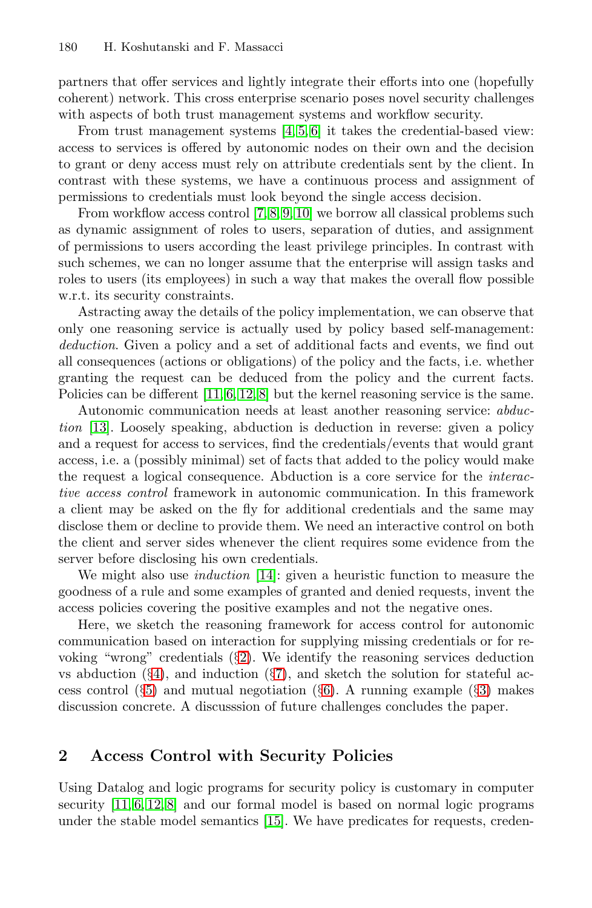partners that offer services and lightly integrate their efforts into one (hopefully coherent) network. This cross enterprise scenario poses novel security challenges with aspects of both trust management systems and workflow security.

From trust management systems [4,5,6] it takes the credential-based view: access to services is offered by autonomic nodes on their own and the decision to grant or deny access must rely on attribute credentials sent by the client. In contrast with these systems, we have a continuous process and assignment of permissions to credentials must look beyond the single access decision.

From workflow access control [7,8,9,10] we borrow all classical problems such as dynamic assignment of roles to users, separation of duties, and assignment of permissions to users according the least privilege principles. In contrast with such schemes, we can no longer assume that the enterprise will assign tasks and roles to users (its employees) in such a way that makes the overall flow possible w.r.t. its security constraints.

Astracting away the details of the policy implementation, we can observe that only one reasoning service is actually used by policy based self-management: *deduction*. Given a policy and a set of additional facts and events, we find out all consequences (actions or obligations) of the policy and the facts, i.e. whether granting the request can be deduced from the policy and the current facts. Policies can be different [11,6,12,8] but the kernel reasoning service is the same.

Autonomic communication needs at least another reasoning service: *abduction* [13]. Loosely speaking, abduction is deduction in reverse: given a policy and a request for access to services, find the credentials/events that would grant access, i.e. a (possibly minimal) set of facts that added to the policy would make the request a logical consequence. Abduction is a core service for the *interactive access control* framework in autonomic communication. In this framework a client may be asked on the fly for additional credentials and the same may disclose them or decline to provide them. We need an interactive control on both the client and server sides whenever the client requires some evidence from the server before disclosing his own credentials.

We might also use *induction* [14]: given a heuristic function to measure the goodness of a rule and some examples of granted and denied requests, invent the access policies covering the positive examples and not the negative ones.

Here, we sketch the reasoning framework for access control for autonomic communication based on interaction for supplying missing credentials or for revoking "wrong" credentials (§2). We identify the reasoning services deduction vs abduction (§4), and induction (§7), and sketch the solution for stateful access control (§5) and mutual negotiation (§6). A running example (§3) makes discussion concrete. A discusssion of future challenges concludes the paper.

## 2 Access Control with Security Policies

Using Datalog and logic programs for security policy is customary in computer security [11,6,12,8] and our formal model is based on normal logic programs under the stable model semantics [15]. We have predicates for requests, creden-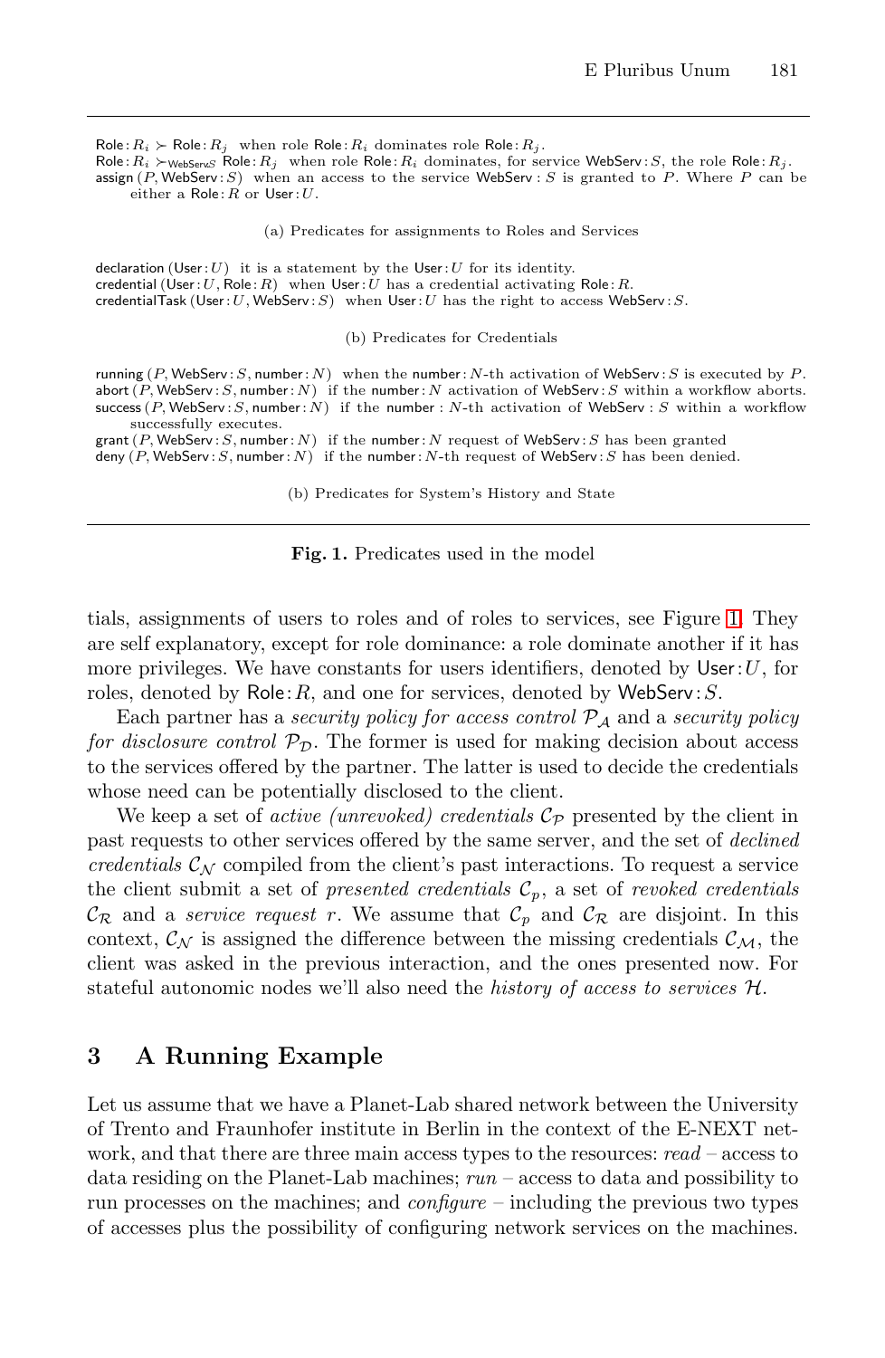$\mathsf{Role}\!:\!R_i \succ \mathsf{Role}\!:\!R_j$ when role $\mathsf{Role}\!:\!R_i$ dominates role $\mathsf{Role}\!:\!R_j$.
$\mathsf{Role}\!:\!R_i \succ_{\mathsf{WebServ}S} \mathsf{Role}\!:\!R_j$ when role $\mathsf{Role}\!:\!R_i$ dominates, for service $\mathsf{WebServ}\!:\!S$, the role $\mathsf{Role}\!:\!R_j$.
$\mathsf{assign}\,(P, \mathsf{WebServ}\!:\!S)$ when an access to the service $\mathsf{WebServ}:S$ is granted to $P$. Where $P$ can be either a $\mathsf{Role}\!:\!R$ or $\mathsf{User}\!:\!U$.

(a) Predicates for assignments to Roles and Services

$\mathsf{declaration}\,(\mathsf{User}\!:\!U)$ it is a statement by the $\mathsf{User}\!:\!U$ for its identity.
$\mathsf{credential}\,(\mathsf{User}\!:\!U, \mathsf{Role}\!:\!R)$ when $\mathsf{User}\!:\!U$ has a credential activating $\mathsf{Role}\!:\!R$.
$\mathsf{credentialTask}\,(\mathsf{User}\!:\!U, \mathsf{WebServ}\!:\!S)$ when $\mathsf{User}\!:\!U$ has the right to access $\mathsf{WebServ}\!:\!S$.

(b) Predicates for Credentials

$\mathsf{running}\,(P, \mathsf{WebServ}\!:\!S, \mathsf{number}\!:\!N)$ when the $\mathsf{number}\!:\!N$-th activation of $\mathsf{WebServ}\!:\!S$ is executed by $P$.
$\mathsf{abort}\,(P, \mathsf{WebServ}\!:\!S, \mathsf{number}\!:\!N)$ if the $\mathsf{number}\!:\!N$ activation of $\mathsf{WebServ}\!:\!S$ within a workflow aborts.
$\mathsf{success}\,(P, \mathsf{WebServ}\!:\!S, \mathsf{number}\!:\!N)$ if the $\mathsf{number}:N$-th activation of $\mathsf{WebServ}:S$ within a workflow successfully executes.
$\mathsf{grant}\,(P, \mathsf{WebServ}\!:\!S, \mathsf{number}\!:\!N)$ if the $\mathsf{number}\!:\!N$ request of $\mathsf{WebServ}\!:\!S$ has been granted
$\mathsf{deny}\,(P, \mathsf{WebServ}\!:\!S, \mathsf{number}\!:\!N)$ if the $\mathsf{number}\!:\!N$-th request of $\mathsf{WebServ}\!:\!S$ has been denied.

(b) Predicates for System's History and State

**Fig. 1.** Predicates used in the model

tials, assignments of users to roles and of roles to services, see Figure 1. They are self explanatory, except for role dominance: a role dominate another if it has more privileges. We have constants for users identifiers, denoted by $\mathsf{User}\!:\!U$, for roles, denoted by $\mathsf{Role}\!:\!R$, and one for services, denoted by $\mathsf{WebServ}\!:\!S$.

Each partner has a *security policy for access control* $\mathcal{P}_{\mathcal{A}}$ and a *security policy for disclosure control* $\mathcal{P}_{\mathcal{D}}$. The former is used for making decision about access to the services offered by the partner. The latter is used to decide the credentials whose need can be potentially disclosed to the client.

We keep a set of *active (unrevoked) credentials* $\mathcal{C}_{\mathcal{P}}$ presented by the client in past requests to other services offered by the same server, and the set of *declined credentials* $\mathcal{C}_{\mathcal{N}}$ compiled from the client's past interactions. To request a service the client submit a set of *presented credentials* $\mathcal{C}_p$, a set of *revoked credentials* $\mathcal{C}_{\mathcal{R}}$ and a *service request* $r$. We assume that $\mathcal{C}_p$ and $\mathcal{C}_{\mathcal{R}}$ are disjoint. In this context, $\mathcal{C}_{\mathcal{N}}$ is assigned the difference between the missing credentials $\mathcal{C}_{\mathcal{M}}$, the client was asked in the previous interaction, and the ones presented now. For stateful autonomic nodes we'll also need the *history of access to services* $\mathcal{H}$.

## 3 A Running Example

Let us assume that we have a Planet-Lab shared network between the University of Trento and Fraunhofer institute in Berlin in the context of the E-NEXT network, and that there are three main access types to the resources: *read* – access to data residing on the Planet-Lab machines; *run* – access to data and possibility to run processes on the machines; and *configure* – including the previous two types of accesses plus the possibility of configuring network services on the machines.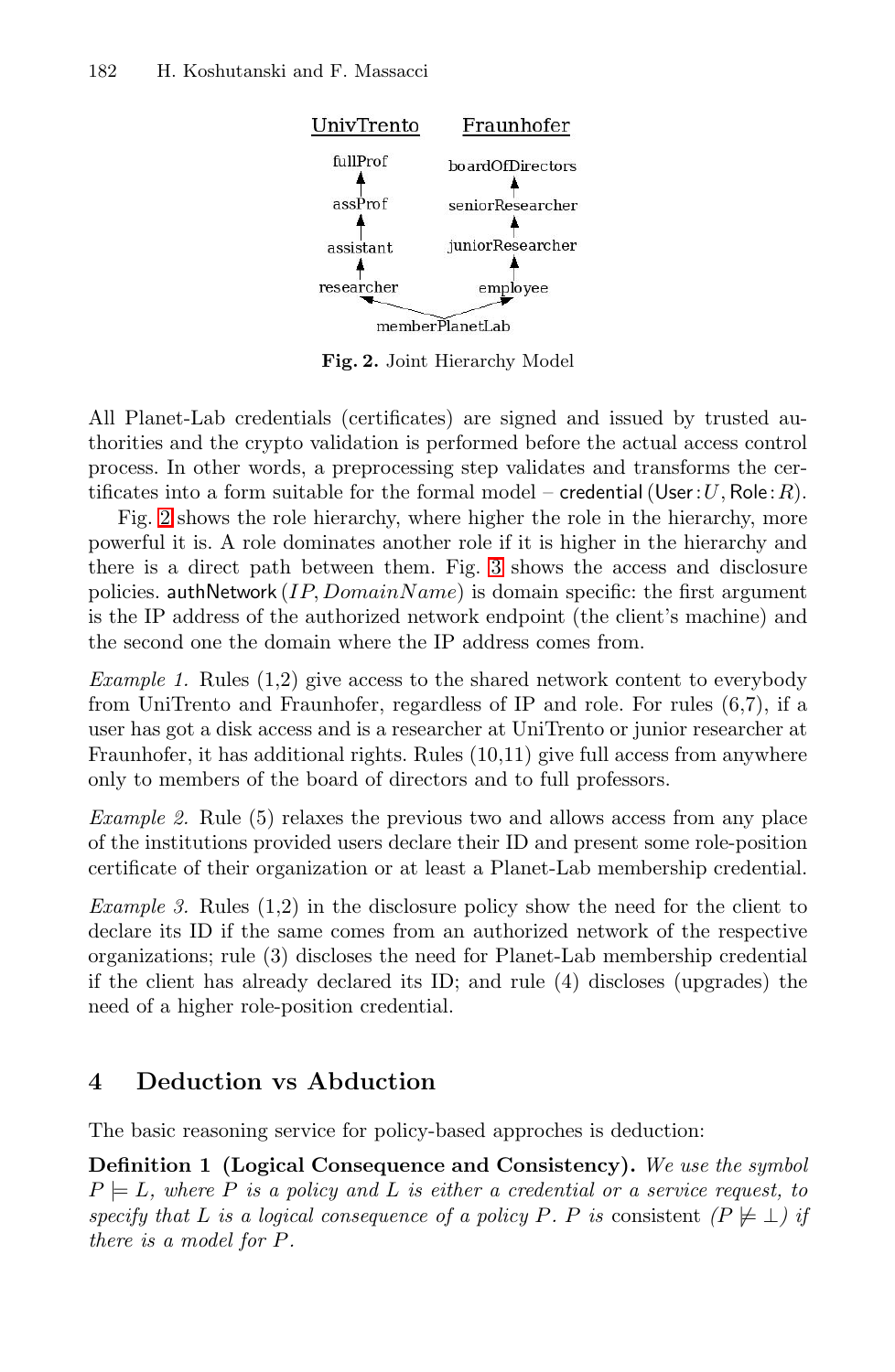UnivTrento — fullProf, assProf, assistant, researcher
Fraunhofer — boardOfDirectors, seniorResearcher, juniorResearcher, employee
memberPlanetLab

**Fig. 2.** Joint Hierarchy Model

All Planet-Lab credentials (certificates) are signed and issued by trusted authorities and the crypto validation is performed before the actual access control process. In other words, a preprocessing step validates and transforms the certificates into a form suitable for the formal model – credential (User : $U$, Role : $R$).

Fig. 2 shows the role hierarchy, where higher the role in the hierarchy, more powerful it is. A role dominates another role if it is higher in the hierarchy and there is a direct path between them. Fig. 3 shows the access and disclosure policies. authNetwork ($IP, DomainName$) is domain specific: the first argument is the IP address of the authorized network endpoint (the client's machine) and the second one the domain where the IP address comes from.

*Example 1.* Rules (1,2) give access to the shared network content to everybody from UniTrento and Fraunhofer, regardless of IP and role. For rules (6,7), if a user has got a disk access and is a researcher at UniTrento or junior researcher at Fraunhofer, it has additional rights. Rules (10,11) give full access from anywhere only to members of the board of directors and to full professors.

*Example 2.* Rule (5) relaxes the previous two and allows access from any place of the institutions provided users declare their ID and present some role-position certificate of their organization or at least a Planet-Lab membership credential.

*Example 3.* Rules (1,2) in the disclosure policy show the need for the client to declare its ID if the same comes from an authorized network of the respective organizations; rule (3) discloses the need for Planet-Lab membership credential if the client has already declared its ID; and rule (4) discloses (upgrades) the need of a higher role-position credential.

## 4 Deduction vs Abduction

The basic reasoning service for policy-based approches is deduction:

**Definition 1 (Logical Consequence and Consistency).** *We use the symbol $P \models L$, where $P$ is a policy and $L$ is either a credential or a service request, to specify that $L$ is a logical consequence of a policy $P$. $P$ is* consistent *($P \not\models \bot$) if there is a model for $P$.*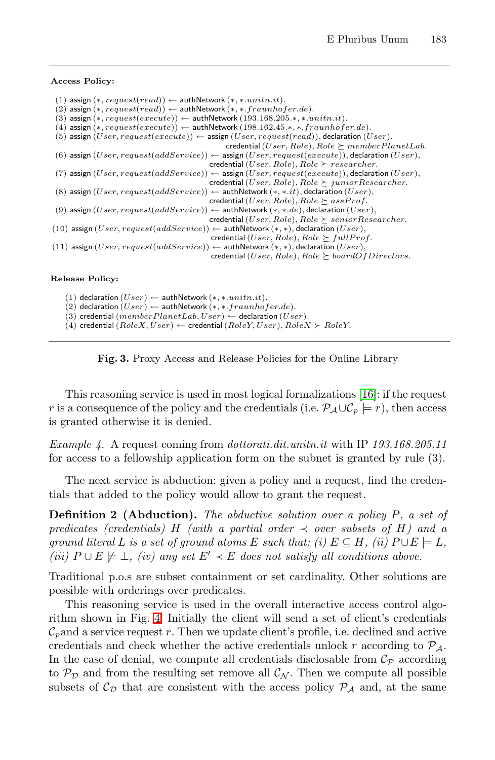**Access Policy:**

(1) assign $(*, request(read)) \leftarrow$ authNetwork $(*, *.unitn.it)$.
(2) assign $(*, request(read)) \leftarrow$ authNetwork $(*, *.fraunhofer.de)$.
(3) assign $(*, request(execute)) \leftarrow$ authNetwork $(193.168.205.*, *.unitn.it)$.
(4) assign $(*, request(execute)) \leftarrow$ authNetwork $(198.162.45.*, *.fraunhofer.de)$.
(5) assign $(User, request(execute)) \leftarrow$ assign $(User, request(read))$, declaration $(User)$, credential $(User, Role)$, $Role \succeq memberPlanetLab$.
(6) assign $(User, request(addService)) \leftarrow$ assign $(User, request(execute))$, declaration $(User)$, credential $(User, Role)$, $Role \succeq researcher$.
(7) assign $(User, request(addService)) \leftarrow$ assign $(User, request(execute))$, declaration $(User)$, credential $(User, Role)$, $Role \succeq juniorResearcher$.
(8) assign $(User, request(addService)) \leftarrow$ authNetwork $(*, *.it)$, declaration $(User)$, credential $(User, Role)$, $Role \succeq assProf$.
(9) assign $(User, request(addService)) \leftarrow$ authNetwork $(*, *.de)$, declaration $(User)$, credential $(User, Role)$, $Role \succeq seniorResearcher$.
(10) assign $(User, request(addService)) \leftarrow$ authNetwork $(*, *)$, declaration $(User)$, credential $(User, Role)$, $Role \succeq fullProf$.
(11) assign $(User, request(addService)) \leftarrow$ authNetwork $(*, *)$, declaration $(User)$, credential $(User, Role)$, $Role \succeq boardOfDirectors$.

**Release Policy:**

(1) declaration $(User) \leftarrow$ authNetwork $(*, *.unitn.it)$.
(2) declaration $(User) \leftarrow$ authNetwork $(*, *.fraunhofer.de)$.
(3) credential $(memberPlanetLab, User) \leftarrow$ declaration $(User)$.
(4) credential $(RoleX, User) \leftarrow$ credential $(RoleY, User)$, $RoleX \succ RoleY$.

**Fig. 3.** Proxy Access and Release Policies for the Online Library

This reasoning service is used in most logical formalizations [16]: if the request $r$ is a consequence of the policy and the credentials (i.e. $\mathcal{P}_\mathcal{A} \cup \mathcal{C}_p \models r$), then access is granted otherwise it is denied.

*Example 4.* A request coming from *dottorati.dit.unitn.it* with IP *193.168.205.11* for access to a fellowship application form on the subnet is granted by rule (3).

The next service is abduction: given a policy and a request, find the credentials that added to the policy would allow to grant the request.

**Definition 2 (Abduction).** *The abductive solution over a policy $P$, a set of predicates (credentials) $H$ (with a partial order $\prec$ over subsets of $H$) and a ground literal $L$ is a set of ground atoms $E$ such that: (i) $E \subseteq H$, (ii) $P \cup E \models L$, (iii) $P \cup E \not\models \bot$, (iv) any set $E' \prec E$ does not satisfy all conditions above.*

Traditional p.o.s are subset containment or set cardinality. Other solutions are possible with orderings over predicates.

This reasoning service is used in the overall interactive access control algorithm shown in Fig. 4. Initially the client will send a set of client's credentials $\mathcal{C}_p$and a service request $r$. Then we update client's profile, i.e. declined and active credentials and check whether the active credentials unlock $r$ according to $\mathcal{P}_\mathcal{A}$. In the case of denial, we compute all credentials disclosable from $\mathcal{C}_\mathcal{P}$ according to $\mathcal{P}_\mathcal{D}$ and from the resulting set remove all $\mathcal{C}_\mathcal{N}$. Then we compute all possible subsets of $\mathcal{C}_\mathcal{D}$ that are consistent with the access policy $\mathcal{P}_\mathcal{A}$ and, at the same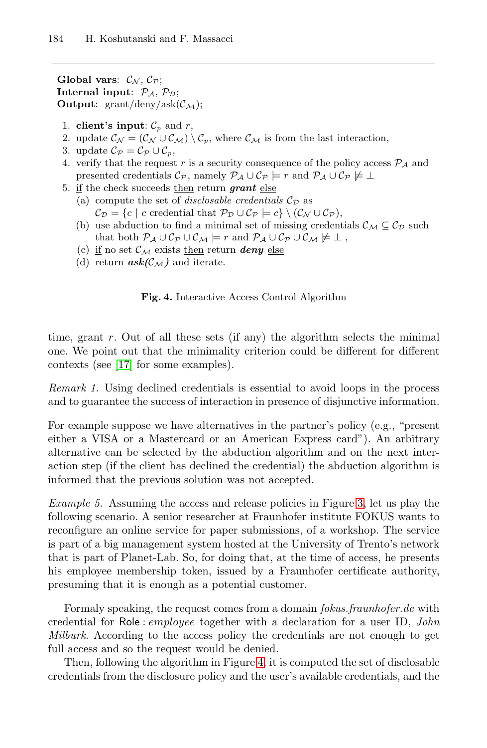**Global vars**: $\mathcal{C_N}$, $\mathcal{C_P}$;
**Internal input**: $\mathcal{P_A}$, $\mathcal{P_D}$;
**Output**: grant/deny/ask($\mathcal{C_M}$);

1. **client's input**: $\mathcal{C}_p$ and $r$,
2. update $\mathcal{C_N} = (\mathcal{C_N} \cup \mathcal{C_M}) \setminus \mathcal{C}_p$, where $\mathcal{C_M}$ is from the last interaction,
3. update $\mathcal{C_P} = \mathcal{C_P} \cup \mathcal{C}_p$,
4. verify that the request $r$ is a security consequence of the policy access $\mathcal{P_A}$ and presented credentials $\mathcal{C_P}$, namely $\mathcal{P_A} \cup \mathcal{C_P} \models r$ and $\mathcal{P_A} \cup \mathcal{C_P} \not\models \bot$
5. <u>if</u> the check succeeds <u>then</u> return ***grant*** <u>else</u>
   (a) compute the set of *disclosable credentials* $\mathcal{C_D}$ as $\mathcal{C_D} = \{c \mid c \text{ credential that } \mathcal{P_D} \cup \mathcal{C_P} \models c\} \setminus (\mathcal{C_N} \cup \mathcal{C_P})$,
   (b) use abduction to find a minimal set of missing credentials $\mathcal{C_M} \subseteq \mathcal{C_D}$ such that both $\mathcal{P_A} \cup \mathcal{C_P} \cup \mathcal{C_M} \models r$ and $\mathcal{P_A} \cup \mathcal{C_P} \cup \mathcal{C_M} \not\models \bot$ ,
   (c) <u>if</u> no set $\mathcal{C_M}$ exists <u>then</u> return ***deny*** <u>else</u>
   (d) return ***ask($\mathcal{C_M}$)*** and iterate.

**Fig. 4.** Interactive Access Control Algorithm

time, grant $r$. Out of all these sets (if any) the algorithm selects the minimal one. We point out that the minimality criterion could be different for different contexts (see [17] for some examples).

*Remark 1.* Using declined credentials is essential to avoid loops in the process and to guarantee the success of interaction in presence of disjunctive information.

For example suppose we have alternatives in the partner's policy (e.g., "present either a VISA or a Mastercard or an American Express card"). An arbitrary alternative can be selected by the abduction algorithm and on the next interaction step (if the client has declined the credential) the abduction algorithm is informed that the previous solution was not accepted.

*Example 5.* Assuming the access and release policies in Figure 3, let us play the following scenario. A senior researcher at Fraunhofer institute FOKUS wants to reconfigure an online service for paper submissions, of a workshop. The service is part of a big management system hosted at the University of Trento's network that is part of Planet-Lab. So, for doing that, at the time of access, he presents his employee membership token, issued by a Fraunhofer certificate authority, presuming that it is enough as a potential customer.

Formaly speaking, the request comes from a domain *fokus.fraunhofer.de* with credential for Role : *employee* together with a declaration for a user ID, *John Milburk*. According to the access policy the credentials are not enough to get full access and so the request would be denied.

Then, following the algorithm in Figure 4, it is computed the set of disclosable credentials from the disclosure policy and the user's available credentials, and the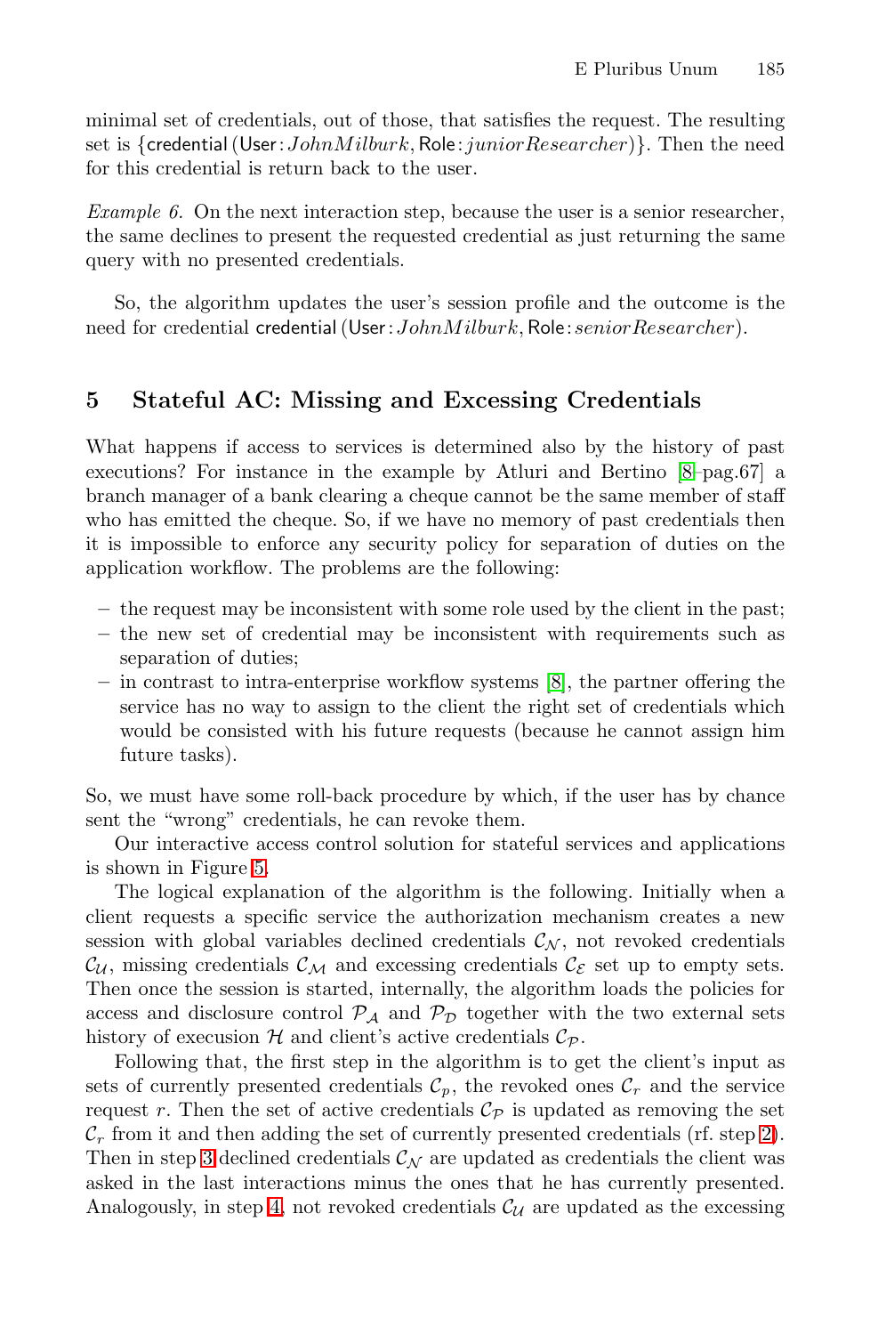minimal set of credentials, out of those, that satisfies the request. The resulting set is {credential (User: $JohnMilburk$, Role: $juniorResearcher$)}. Then the need for this credential is return back to the user.

*Example 6.* On the next interaction step, because the user is a senior researcher, the same declines to present the requested credential as just returning the same query with no presented credentials.

So, the algorithm updates the user's session profile and the outcome is the need for credential credential (User: $JohnMilburk$, Role: $seniorResearcher$).

## 5 Stateful AC: Missing and Excessing Credentials

What happens if access to services is determined also by the history of past executions? For instance in the example by Atluri and Bertino [8–pag.67] a branch manager of a bank clearing a cheque cannot be the same member of staff who has emitted the cheque. So, if we have no memory of past credentials then it is impossible to enforce any security policy for separation of duties on the application workflow. The problems are the following:

- the request may be inconsistent with some role used by the client in the past;
- the new set of credential may be inconsistent with requirements such as separation of duties;
- in contrast to intra-enterprise workflow systems [8], the partner offering the service has no way to assign to the client the right set of credentials which would be consisted with his future requests (because he cannot assign him future tasks).

So, we must have some roll-back procedure by which, if the user has by chance sent the "wrong" credentials, he can revoke them.

Our interactive access control solution for stateful services and applications is shown in Figure 5.

The logical explanation of the algorithm is the following. Initially when a client requests a specific service the authorization mechanism creates a new session with global variables declined credentials $\mathcal{C}_\mathcal{N}$, not revoked credentials $\mathcal{C}_\mathcal{U}$, missing credentials $\mathcal{C}_\mathcal{M}$ and excessing credentials $\mathcal{C}_\mathcal{E}$ set up to empty sets. Then once the session is started, internally, the algorithm loads the policies for access and disclosure control $\mathcal{P}_\mathcal{A}$ and $\mathcal{P}_\mathcal{D}$ together with the two external sets history of execusion $\mathcal{H}$ and client's active credentials $\mathcal{C}_\mathcal{P}$.

Following that, the first step in the algorithm is to get the client's input as sets of currently presented credentials $\mathcal{C}_p$, the revoked ones $\mathcal{C}_r$ and the service request $r$. Then the set of active credentials $\mathcal{C}_\mathcal{P}$ is updated as removing the set $\mathcal{C}_r$ from it and then adding the set of currently presented credentials (rf. step 2). Then in step 3 declined credentials $\mathcal{C}_\mathcal{N}$ are updated as credentials the client was asked in the last interactions minus the ones that he has currently presented. Analogously, in step 4, not revoked credentials $\mathcal{C}_\mathcal{U}$ are updated as the excessing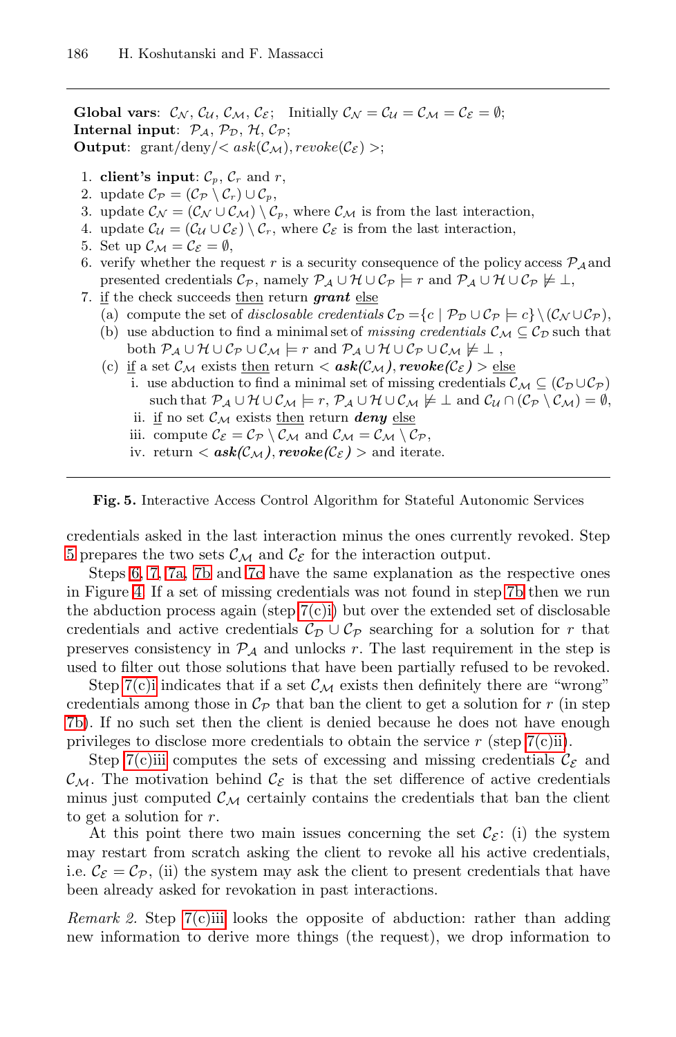**Global vars**: $\mathcal{C}_\mathcal{N}$, $\mathcal{C}_\mathcal{U}$, $\mathcal{C}_\mathcal{M}$, $\mathcal{C}_\mathcal{E}$; Initially $\mathcal{C}_\mathcal{N} = \mathcal{C}_\mathcal{U} = \mathcal{C}_\mathcal{M} = \mathcal{C}_\mathcal{E} = \emptyset$;
**Internal input**: $\mathcal{P}_\mathcal{A}$, $\mathcal{P}_\mathcal{D}$, $\mathcal{H}$, $\mathcal{C}_\mathcal{P}$;
**Output**: grant/deny/$< ask(\mathcal{C}_\mathcal{M}), revoke(\mathcal{C}_\mathcal{E}) >$;

1. **client's input**: $\mathcal{C}_p$, $\mathcal{C}_r$ and $r$,
2. update $\mathcal{C}_\mathcal{P} = (\mathcal{C}_\mathcal{P} \setminus \mathcal{C}_r) \cup \mathcal{C}_p$,
3. update $\mathcal{C}_\mathcal{N} = (\mathcal{C}_\mathcal{N} \cup \mathcal{C}_\mathcal{M}) \setminus \mathcal{C}_p$, where $\mathcal{C}_\mathcal{M}$ is from the last interaction,
4. update $\mathcal{C}_\mathcal{U} = (\mathcal{C}_\mathcal{U} \cup \mathcal{C}_\mathcal{E}) \setminus \mathcal{C}_r$, where $\mathcal{C}_\mathcal{E}$ is from the last interaction,
5. Set up $\mathcal{C}_\mathcal{M} = \mathcal{C}_\mathcal{E} = \emptyset$,
6. verify whether the request $r$ is a security consequence of the policy access $\mathcal{P}_\mathcal{A}$ and presented credentials $\mathcal{C}_\mathcal{P}$, namely $\mathcal{P}_\mathcal{A} \cup \mathcal{H} \cup \mathcal{C}_\mathcal{P} \models r$ and $\mathcal{P}_\mathcal{A} \cup \mathcal{H} \cup \mathcal{C}_\mathcal{P} \not\models \bot$,
7. if the check succeeds then return ***grant*** else
   (a) compute the set of *disclosable credentials* $\mathcal{C}_\mathcal{D} = \{c \mid \mathcal{P}_\mathcal{D} \cup \mathcal{C}_\mathcal{P} \models c\} \setminus (\mathcal{C}_\mathcal{N} \cup \mathcal{C}_\mathcal{P})$,
   (b) use abduction to find a minimal set of *missing credentials* $\mathcal{C}_\mathcal{M} \subseteq \mathcal{C}_\mathcal{D}$ such that both $\mathcal{P}_\mathcal{A} \cup \mathcal{H} \cup \mathcal{C}_\mathcal{P} \cup \mathcal{C}_\mathcal{M} \models r$ and $\mathcal{P}_\mathcal{A} \cup \mathcal{H} \cup \mathcal{C}_\mathcal{P} \cup \mathcal{C}_\mathcal{M} \not\models \bot$ ,
   (c) if a set $\mathcal{C}_\mathcal{M}$ exists then return $<$ ***ask***$(\mathcal{C}_\mathcal{M})$, ***revoke***$(\mathcal{C}_\mathcal{E})$ $>$ else
      i. use abduction to find a minimal set of missing credentials $\mathcal{C}_\mathcal{M} \subseteq (\mathcal{C}_\mathcal{D} \cup \mathcal{C}_\mathcal{P})$ such that $\mathcal{P}_\mathcal{A} \cup \mathcal{H} \cup \mathcal{C}_\mathcal{M} \models r$, $\mathcal{P}_\mathcal{A} \cup \mathcal{H} \cup \mathcal{C}_\mathcal{M} \not\models \bot$ and $\mathcal{C}_\mathcal{U} \cap (\mathcal{C}_\mathcal{P} \setminus \mathcal{C}_\mathcal{M}) = \emptyset$,
      ii. if no set $\mathcal{C}_\mathcal{M}$ exists then return ***deny*** else
      iii. compute $\mathcal{C}_\mathcal{E} = \mathcal{C}_\mathcal{P} \setminus \mathcal{C}_\mathcal{M}$ and $\mathcal{C}_\mathcal{M} = \mathcal{C}_\mathcal{M} \setminus \mathcal{C}_\mathcal{P}$,
      iv. return $<$ ***ask***$(\mathcal{C}_\mathcal{M})$, ***revoke***$(\mathcal{C}_\mathcal{E})$ $>$ and iterate.

**Fig. 5.** Interactive Access Control Algorithm for Stateful Autonomic Services

credentials asked in the last interaction minus the ones currently revoked. Step 5 prepares the two sets $\mathcal{C}_\mathcal{M}$ and $\mathcal{C}_\mathcal{E}$ for the interaction output.

Steps 6, 7, 7a, 7b and 7c have the same explanation as the respective ones in Figure 4. If a set of missing credentials was not found in step 7b then we run the abduction process again (step 7(c)i) but over the extended set of disclosable credentials and active credentials $\mathcal{C}_\mathcal{D} \cup \mathcal{C}_\mathcal{P}$ searching for a solution for $r$ that preserves consistency in $\mathcal{P}_\mathcal{A}$ and unlocks $r$. The last requirement in the step is used to filter out those solutions that have been partially refused to be revoked.

Step 7(c)i indicates that if a set $\mathcal{C}_\mathcal{M}$ exists then definitely there are "wrong" credentials among those in $\mathcal{C}_\mathcal{P}$ that ban the client to get a solution for $r$ (in step 7b). If no such set then the client is denied because he does not have enough privileges to disclose more credentials to obtain the service $r$ (step 7(c)ii).

Step 7(c)iii computes the sets of excessing and missing credentials $\mathcal{C}_\mathcal{E}$ and $\mathcal{C}_\mathcal{M}$. The motivation behind $\mathcal{C}_\mathcal{E}$ is that the set difference of active credentials minus just computed $\mathcal{C}_\mathcal{M}$ certainly contains the credentials that ban the client to get a solution for $r$.

At this point there two main issues concerning the set $\mathcal{C}_\mathcal{E}$: (i) the system may restart from scratch asking the client to revoke all his active credentials, i.e. $\mathcal{C}_\mathcal{E} = \mathcal{C}_\mathcal{P}$, (ii) the system may ask the client to present credentials that have been already asked for revokation in past interactions.

*Remark 2.* Step 7(c)iii looks the opposite of abduction: rather than adding new information to derive more things (the request), we drop information to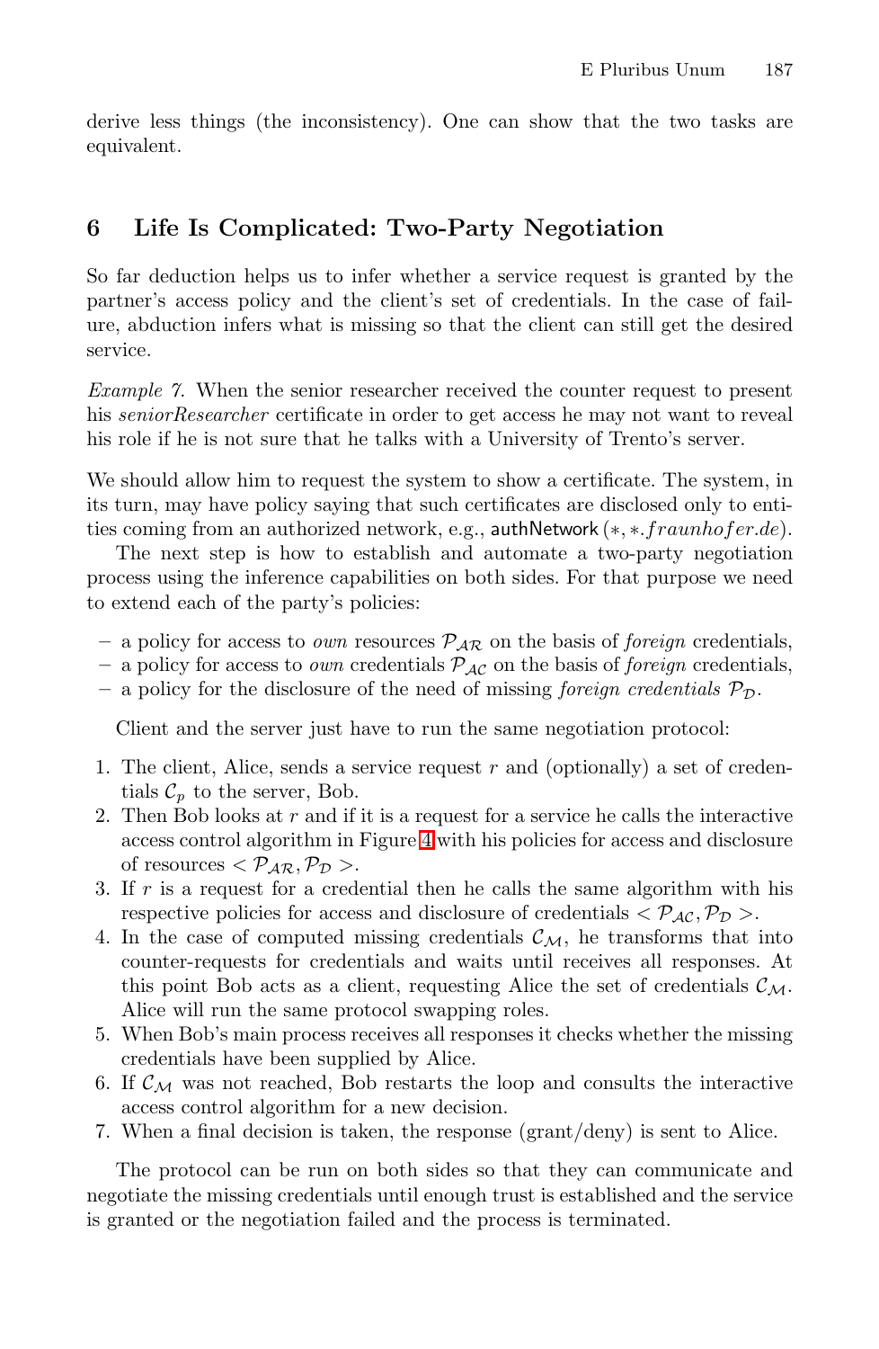derive less things (the inconsistency). One can show that the two tasks are equivalent.

## 6 Life Is Complicated: Two-Party Negotiation

So far deduction helps us to infer whether a service request is granted by the partner's access policy and the client's set of credentials. In the case of failure, abduction infers what is missing so that the client can still get the desired service.

*Example 7.* When the senior researcher received the counter request to present his *seniorResearcher* certificate in order to get access he may not want to reveal his role if he is not sure that he talks with a University of Trento's server.

We should allow him to request the system to show a certificate. The system, in its turn, may have policy saying that such certificates are disclosed only to entities coming from an authorized network, e.g., authNetwork $(*, *.fraunhofer.de)$.

The next step is how to establish and automate a two-party negotiation process using the inference capabilities on both sides. For that purpose we need to extend each of the party's policies:

- a policy for access to *own* resources $\mathcal{P_{AR}}$ on the basis of *foreign* credentials,
- a policy for access to *own* credentials $\mathcal{P_{AC}}$ on the basis of *foreign* credentials,
- a policy for the disclosure of the need of missing *foreign credentials* $\mathcal{P_D}$.

Client and the server just have to run the same negotiation protocol:

1. The client, Alice, sends a service request $r$ and (optionally) a set of credentials $\mathcal{C}_p$ to the server, Bob.
2. Then Bob looks at $r$ and if it is a request for a service he calls the interactive access control algorithm in Figure 4 with his policies for access and disclosure of resources $< \mathcal{P_{AR}}, \mathcal{P_D} >$.
3. If $r$ is a request for a credential then he calls the same algorithm with his respective policies for access and disclosure of credentials $< \mathcal{P_{AC}}, \mathcal{P_D} >$.
4. In the case of computed missing credentials $\mathcal{C_M}$, he transforms that into counter-requests for credentials and waits until receives all responses. At this point Bob acts as a client, requesting Alice the set of credentials $\mathcal{C_M}$. Alice will run the same protocol swapping roles.
5. When Bob's main process receives all responses it checks whether the missing credentials have been supplied by Alice.
6. If $\mathcal{C_M}$ was not reached, Bob restarts the loop and consults the interactive access control algorithm for a new decision.
7. When a final decision is taken, the response (grant/deny) is sent to Alice.

The protocol can be run on both sides so that they can communicate and negotiate the missing credentials until enough trust is established and the service is granted or the negotiation failed and the process is terminated.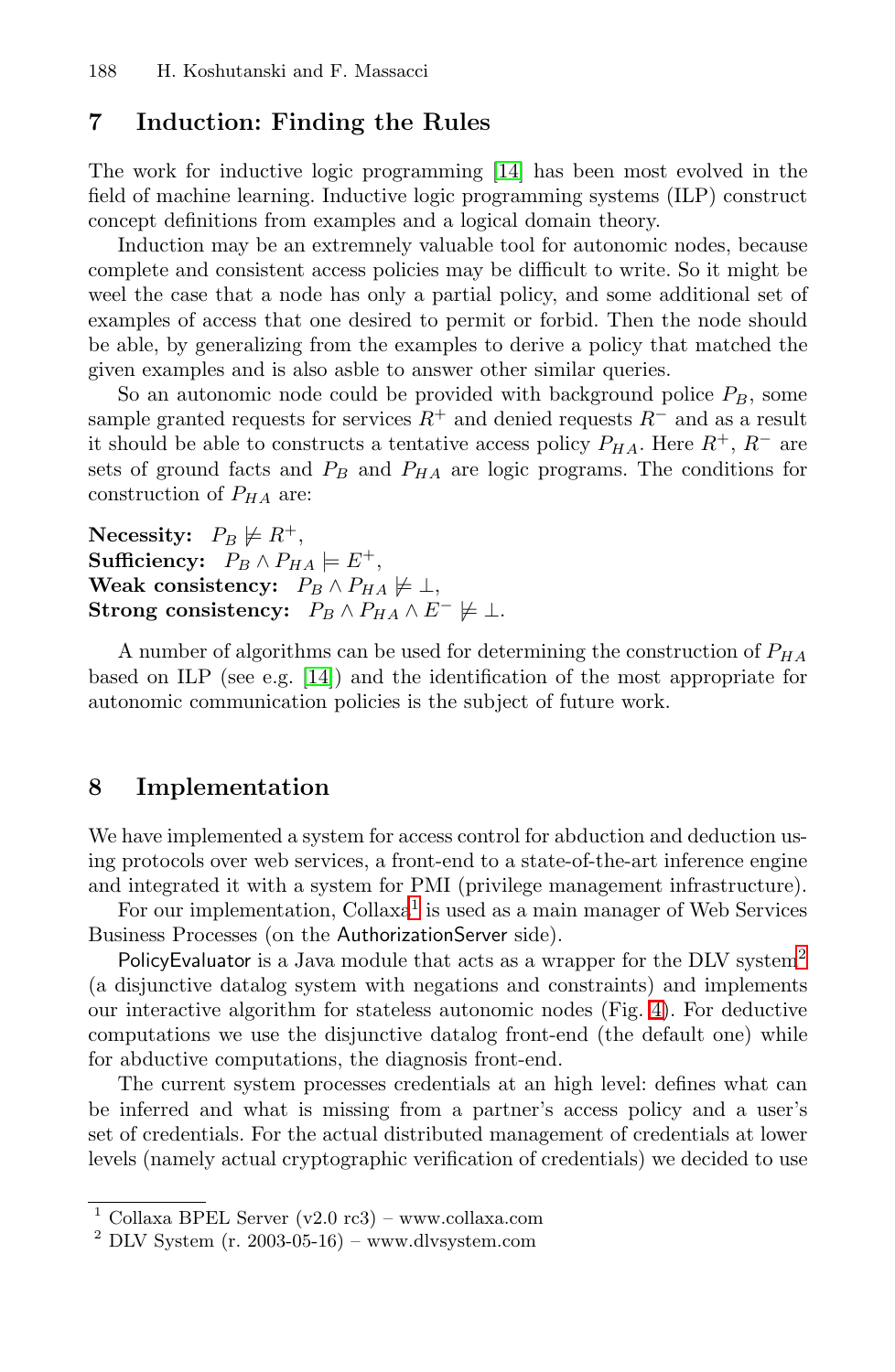## 7 Induction: Finding the Rules

The work for inductive logic programming [14] has been most evolved in the field of machine learning. Inductive logic programming systems (ILP) construct concept definitions from examples and a logical domain theory.

Induction may be an extremnely valuable tool for autonomic nodes, because complete and consistent access policies may be difficult to write. So it might be weel the case that a node has only a partial policy, and some additional set of examples of access that one desired to permit or forbid. Then the node should be able, by generalizing from the examples to derive a policy that matched the given examples and is also asble to answer other similar queries.

So an autonomic node could be provided with background police $P_B$, some sample granted requests for services $R^+$ and denied requests $R^-$ and as a result it should be able to constructs a tentative access policy $P_{HA}$. Here $R^+$, $R^-$ are sets of ground facts and $P_B$ and $P_{HA}$ are logic programs. The conditions for construction of $P_{HA}$ are:

**Necessity:** $P_B \not\models R^+$,
**Sufficiency:** $P_B \wedge P_{HA} \models E^+$,
**Weak consistency:** $P_B \wedge P_{HA} \not\models \bot$,
**Strong consistency:** $P_B \wedge P_{HA} \wedge E^- \not\models \bot$.

A number of algorithms can be used for determining the construction of $P_{HA}$ based on ILP (see e.g. [14]) and the identification of the most appropriate for autonomic communication policies is the subject of future work.

## 8 Implementation

We have implemented a system for access control for abduction and deduction using protocols over web services, a front-end to a state-of-the-art inference engine and integrated it with a system for PMI (privilege management infrastructure).

For our implementation, Collaxa[1] is used as a main manager of Web Services Business Processes (on the AuthorizationServer side).

PolicyEvaluator is a Java module that acts as a wrapper for the DLV system[2] (a disjunctive datalog system with negations and constraints) and implements our interactive algorithm for stateless autonomic nodes (Fig. 4). For deductive computations we use the disjunctive datalog front-end (the default one) while for abductive computations, the diagnosis front-end.

The current system processes credentials at an high level: defines what can be inferred and what is missing from a partner's access policy and a user's set of credentials. For the actual distributed management of credentials at lower levels (namely actual cryptographic verification of credentials) we decided to use

[1] Collaxa BPEL Server (v2.0 rc3) – www.collaxa.com
[2] DLV System (r. 2003-05-16) – www.dlvsystem.com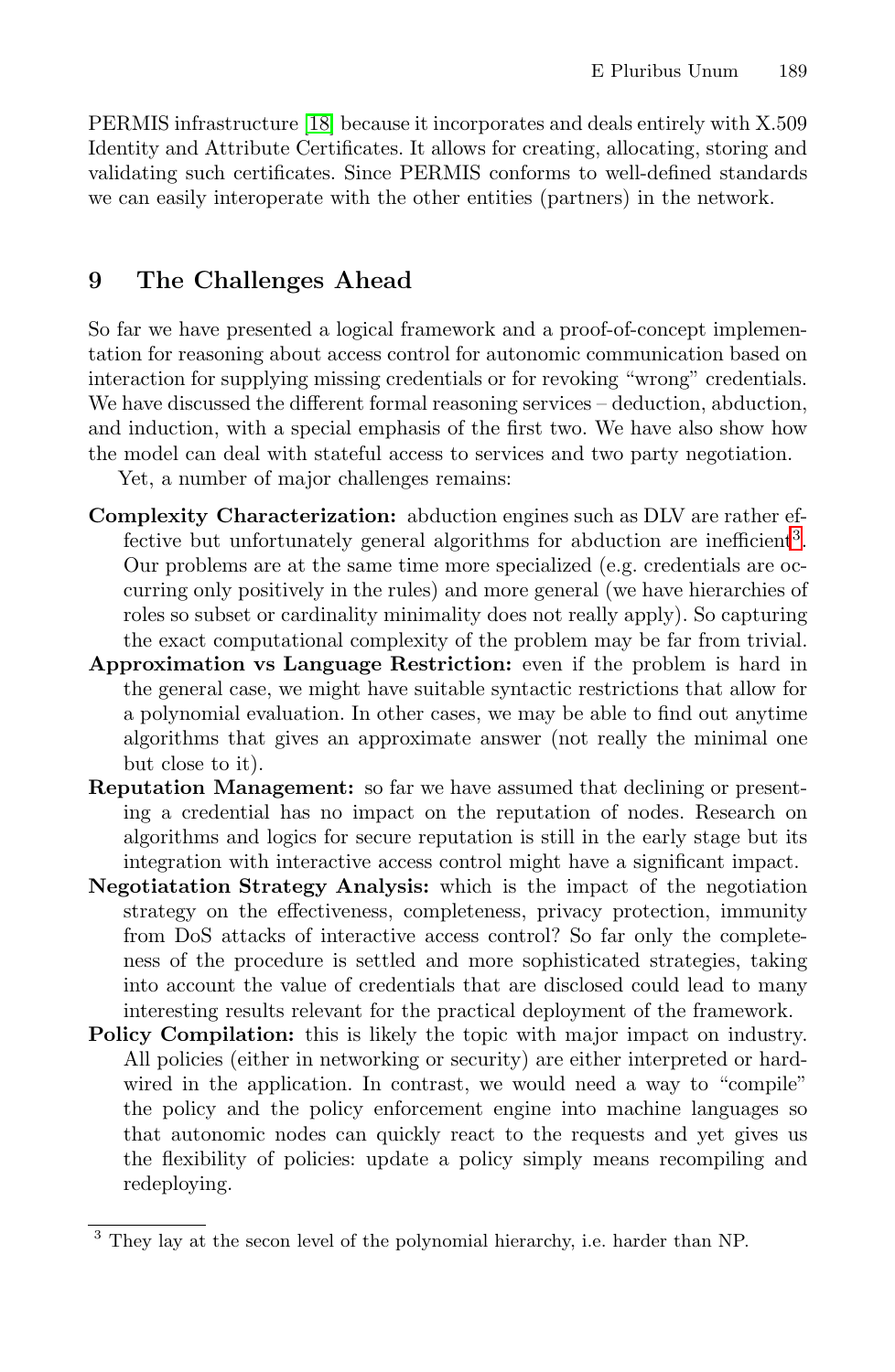PERMIS infrastructure [18] because it incorporates and deals entirely with X.509 Identity and Attribute Certificates. It allows for creating, allocating, storing and validating such certificates. Since PERMIS conforms to well-defined standards we can easily interoperate with the other entities (partners) in the network.

## 9 The Challenges Ahead

So far we have presented a logical framework and a proof-of-concept implementation for reasoning about access control for autonomic communication based on interaction for supplying missing credentials or for revoking "wrong" credentials. We have discussed the different formal reasoning services – deduction, abduction, and induction, with a special emphasis of the first two. We have also show how the model can deal with stateful access to services and two party negotiation.

Yet, a number of major challenges remains:

**Complexity Characterization:** abduction engines such as DLV are rather effective but unfortunately general algorithms for abduction are inefficient[3]. Our problems are at the same time more specialized (e.g. credentials are occurring only positively in the rules) and more general (we have hierarchies of roles so subset or cardinality minimality does not really apply). So capturing the exact computational complexity of the problem may be far from trivial.

**Approximation vs Language Restriction:** even if the problem is hard in the general case, we might have suitable syntactic restrictions that allow for a polynomial evaluation. In other cases, we may be able to find out anytime algorithms that gives an approximate answer (not really the minimal one but close to it).

**Reputation Management:** so far we have assumed that declining or presenting a credential has no impact on the reputation of nodes. Research on algorithms and logics for secure reputation is still in the early stage but its integration with interactive access control might have a significant impact.

**Negotiatation Strategy Analysis:** which is the impact of the negotiation strategy on the effectiveness, completeness, privacy protection, immunity from DoS attacks of interactive access control? So far only the completeness of the procedure is settled and more sophisticated strategies, taking into account the value of credentials that are disclosed could lead to many interesting results relevant for the practical deployment of the framework.

**Policy Compilation:** this is likely the topic with major impact on industry. All policies (either in networking or security) are either interpreted or hardwired in the application. In contrast, we would need a way to "compile" the policy and the policy enforcement engine into machine languages so that autonomic nodes can quickly react to the requests and yet gives us the flexibility of policies: update a policy simply means recompiling and redeploying.

---

[3] They lay at the secon level of the polynomial hierarchy, i.e. harder than NP.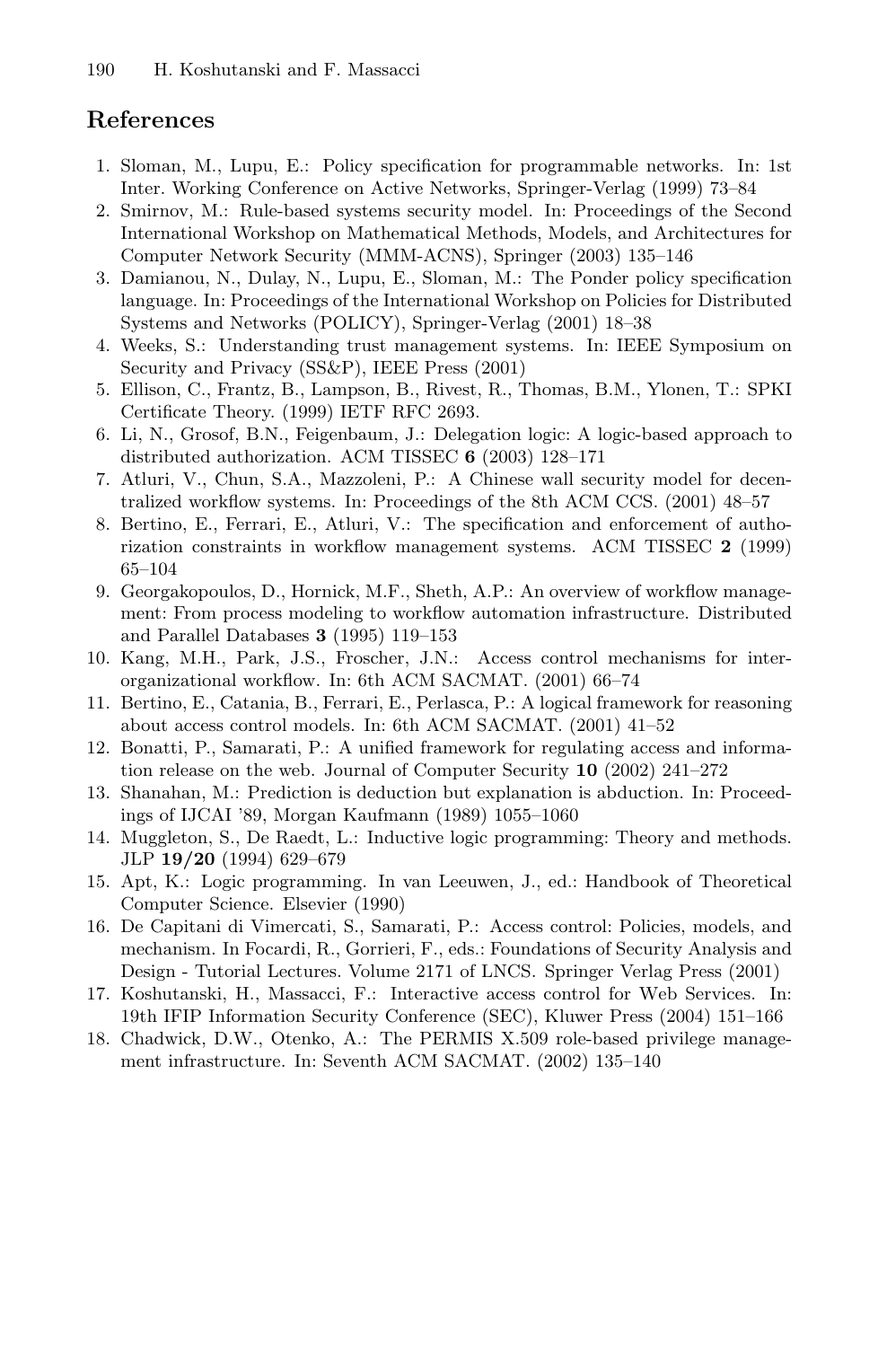## References

1. Sloman, M., Lupu, E.: Policy specification for programmable networks. In: 1st Inter. Working Conference on Active Networks, Springer-Verlag (1999) 73–84
2. Smirnov, M.: Rule-based systems security model. In: Proceedings of the Second International Workshop on Mathematical Methods, Models, and Architectures for Computer Network Security (MMM-ACNS), Springer (2003) 135–146
3. Damianou, N., Dulay, N., Lupu, E., Sloman, M.: The Ponder policy specification language. In: Proceedings of the International Workshop on Policies for Distributed Systems and Networks (POLICY), Springer-Verlag (2001) 18–38
4. Weeks, S.: Understanding trust management systems. In: IEEE Symposium on Security and Privacy (SS&P), IEEE Press (2001)
5. Ellison, C., Frantz, B., Lampson, B., Rivest, R., Thomas, B.M., Ylonen, T.: SPKI Certificate Theory. (1999) IETF RFC 2693.
6. Li, N., Grosof, B.N., Feigenbaum, J.: Delegation logic: A logic-based approach to distributed authorization. ACM TISSEC **6** (2003) 128–171
7. Atluri, V., Chun, S.A., Mazzoleni, P.: A Chinese wall security model for decentralized workflow systems. In: Proceedings of the 8th ACM CCS. (2001) 48–57
8. Bertino, E., Ferrari, E., Atluri, V.: The specification and enforcement of authorization constraints in workflow management systems. ACM TISSEC **2** (1999) 65–104
9. Georgakopoulos, D., Hornick, M.F., Sheth, A.P.: An overview of workflow management: From process modeling to workflow automation infrastructure. Distributed and Parallel Databases **3** (1995) 119–153
10. Kang, M.H., Park, J.S., Froscher, J.N.: Access control mechanisms for inter-organizational workflow. In: 6th ACM SACMAT. (2001) 66–74
11. Bertino, E., Catania, B., Ferrari, E., Perlasca, P.: A logical framework for reasoning about access control models. In: 6th ACM SACMAT. (2001) 41–52
12. Bonatti, P., Samarati, P.: A unified framework for regulating access and information release on the web. Journal of Computer Security **10** (2002) 241–272
13. Shanahan, M.: Prediction is deduction but explanation is abduction. In: Proceedings of IJCAI '89, Morgan Kaufmann (1989) 1055–1060
14. Muggleton, S., De Raedt, L.: Inductive logic programming: Theory and methods. JLP **19/20** (1994) 629–679
15. Apt, K.: Logic programming. In van Leeuwen, J., ed.: Handbook of Theoretical Computer Science. Elsevier (1990)
16. De Capitani di Vimercati, S., Samarati, P.: Access control: Policies, models, and mechanism. In Focardi, R., Gorrieri, F., eds.: Foundations of Security Analysis and Design - Tutorial Lectures. Volume 2171 of LNCS. Springer Verlag Press (2001)
17. Koshutanski, H., Massacci, F.: Interactive access control for Web Services. In: 19th IFIP Information Security Conference (SEC), Kluwer Press (2004) 151–166
18. Chadwick, D.W., Otenko, A.: The PERMIS X.509 role-based privilege management infrastructure. In: Seventh ACM SACMAT. (2002) 135–140